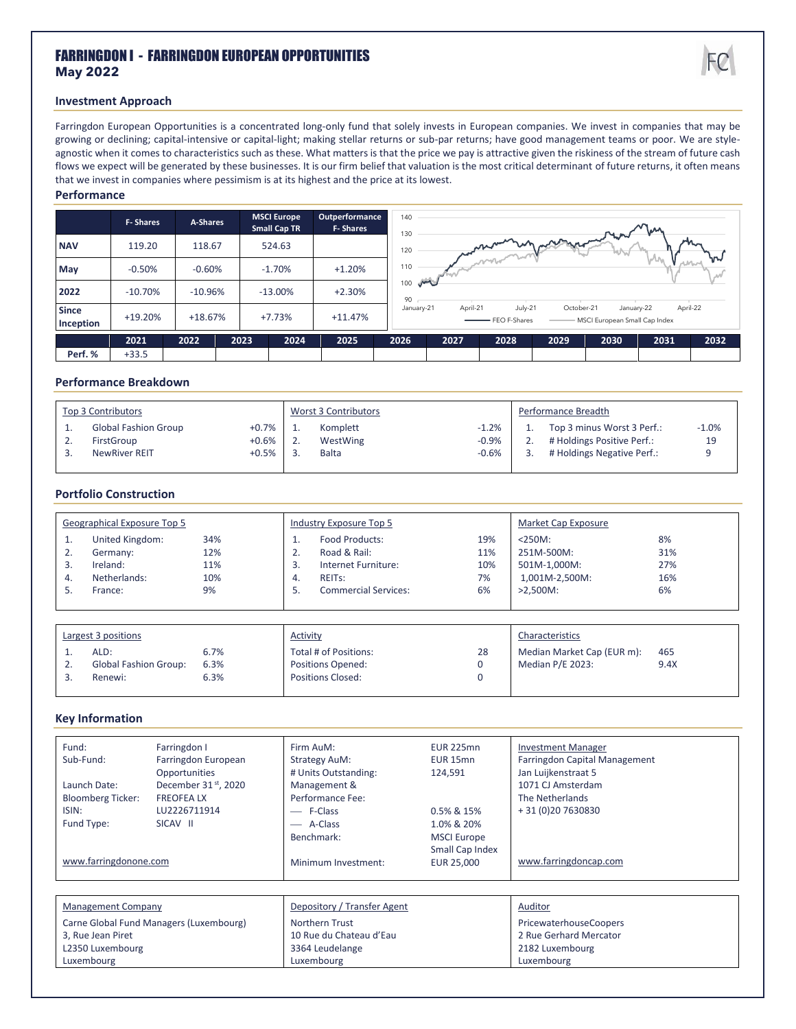# FARRINGDON I - FARRINGDON EUROPEAN OPPORTUNITIES

**May 2022**

## Investment Approach

Farringdon European Opportunities is a concentrated long-only fund that solely invests in European companies. We invest in companies that may be growing or declining; capital-intensive or capital-light; making stellar returns or sub-par returns; have good management teams or poor. We are style-agnostic when it comes to characteristics such as these. What matters is that the price we pay is attractive given the riskiness of the stream of future cash flows we expect will be generated by these businesses. It is our firm belief that valuation is the most critical determinant of future returns, it often means that we invest in companies where pessimism is at its highest and the price at its lowest.

## Performance

| | F- Shares | A-Shares | MSCI Europe Small Cap TR | Outperformance F- Shares |
|---|---|---|---|---|
| NAV | 119.20 | 118.67 | 524.63 | |
| May | -0.50% | -0.60% | -1.70% | +1.20% |
| 2022 | -10.70% | -10.96% | -13.00% | +2.30% |
| Since Inception | +19.20% | +18.67% | +7.73% | +11.47% |

| | 2021 | 2022 | 2023 | 2024 | 2025 | 2026 | 2027 | 2028 | 2029 | 2030 | 2031 | 2032 |
|---|---|---|---|---|---|---|---|---|---|---|---|---|
| Perf. % | +33.5 | | | | | | | | | | | |

## Performance Breakdown

| Top 3 Contributors | | Worst 3 Contributors | | Performance Breadth | |
|---|---|---|---|---|---|
| 1. Global Fashion Group | +0.7% | 1. Komplett | -1.2% | 1. Top 3 minus Worst 3 Perf.: | -1.0% |
| 2. FirstGroup | +0.6% | 2. WestWing | -0.9% | 2. # Holdings Positive Perf.: | 19 |
| 3. NewRiver REIT | +0.5% | 3. Balta | -0.6% | 3. # Holdings Negative Perf.: | 9 |

## Portfolio Construction

| Geographical Exposure Top 5 | | Industry Exposure Top 5 | | Market Cap Exposure | |
|---|---|---|---|---|---|
| 1. United Kingdom: | 34% | 1. Food Products: | 19% | <250M: | 8% |
| 2. Germany: | 12% | 2. Road & Rail: | 11% | 251M-500M: | 31% |
| 3. Ireland: | 11% | 3. Internet Furniture: | 10% | 501M-1,000M: | 27% |
| 4. Netherlands: | 10% | 4. REITs: | 7% | 1,001M-2,500M: | 16% |
| 5. France: | 9% | 5. Commercial Services: | 6% | >2,500M: | 6% |

| Largest 3 positions | | Activity | | Characteristics | |
|---|---|---|---|---|---|
| 1. ALD: | 6.7% | Total # of Positions: | 28 | Median Market Cap (EUR m): | 465 |
| 2. Global Fashion Group: | 6.3% | Positions Opened: | 0 | Median P/E 2023: | 9.4X |
| 3. Renewi: | 6.3% | Positions Closed: | 0 | | |

## Key Information

| | | | | Investment Manager |
|---|---|---|---|---|
| Fund: | Farringdon I | Firm AuM: | EUR 225mn | Farringdon Capital Management |
| Sub-Fund: | Farringdon European Opportunities | Strategy AuM: | EUR 15mn | Jan Luijkenstraat 5 |
| | | # Units Outstanding: | 124,591 | 1071 CJ Amsterdam |
| Launch Date: | December 31st, 2020 | Management & Performance Fee: | | The Netherlands |
| Bloomberg Ticker: | FREOFEA LX | — F-Class | 0.5% & 15% | + 31 (0)20 7630830 |
| ISIN: | LU2226711914 | — A-Class | 1.0% & 20% | |
| Fund Type: | SICAV II | Benchmark: | MSCI Europe Small Cap Index | |
| www.farringdonone.com | | Minimum Investment: | EUR 25,000 | www.farringdoncap.com |

| Management Company | Depository / Transfer Agent | Auditor |
|---|---|---|
| Carne Global Fund Managers (Luxembourg) | Northern Trust | PricewaterhouseCoopers |
| 3, Rue Jean Piret | 10 Rue du Chateau d'Eau | 2 Rue Gerhard Mercator |
| L2350 Luxembourg | 3364 Leudelange | 2182 Luxembourg |
| Luxembourg | Luxembourg | Luxembourg |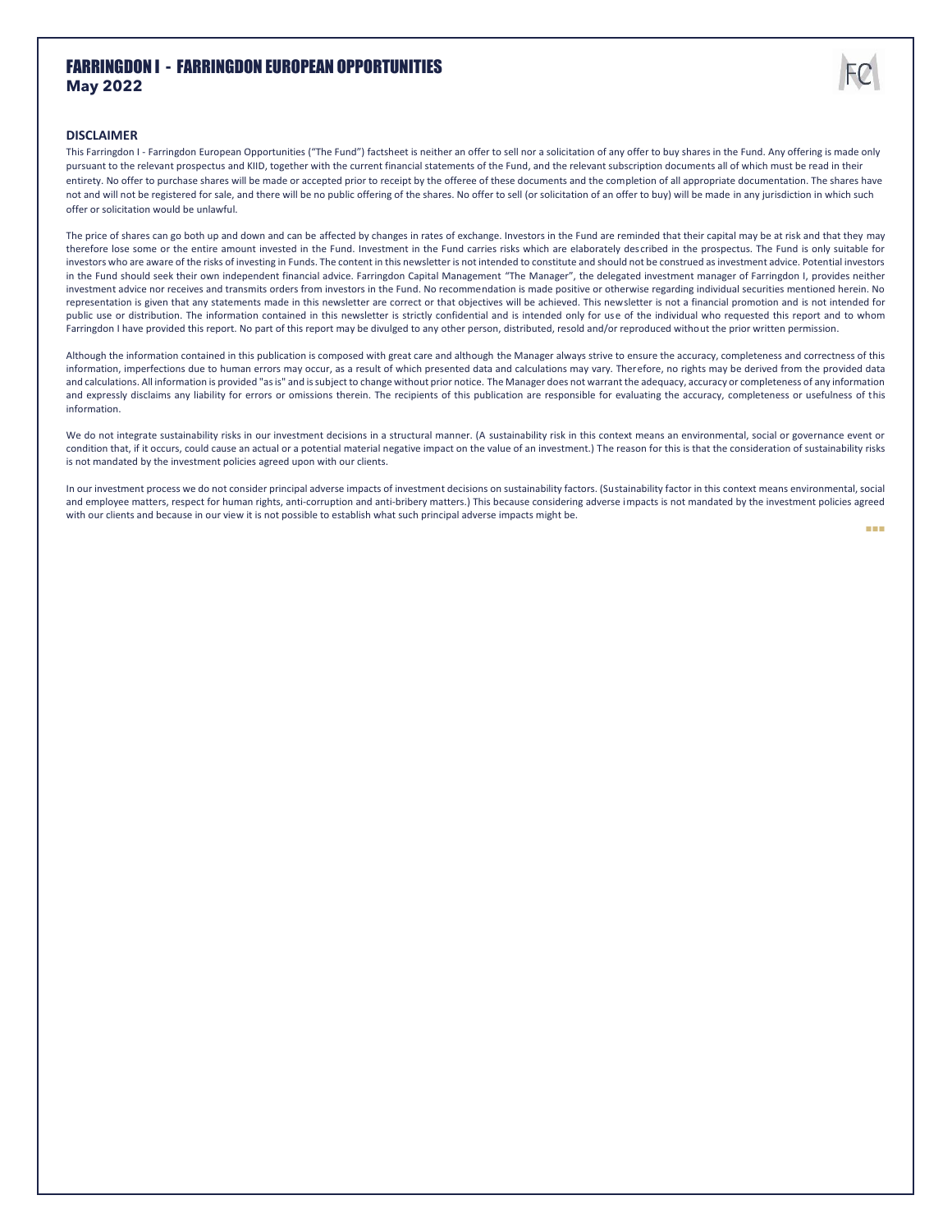# FARRINGDON I - FARRINGDON EUROPEAN OPPORTUNITIES

**May 2022**

## DISCLAIMER

This Farringdon I - Farringdon European Opportunities ("The Fund") factsheet is neither an offer to sell nor a solicitation of any offer to buy shares in the Fund. Any offering is made only pursuant to the relevant prospectus and KIID, together with the current financial statements of the Fund, and the relevant subscription documents all of which must be read in their entirety. No offer to purchase shares will be made or accepted prior to receipt by the offeree of these documents and the completion of all appropriate documentation. The shares have not and will not be registered for sale, and there will be no public offering of the shares. No offer to sell (or solicitation of an offer to buy) will be made in any jurisdiction in which such offer or solicitation would be unlawful.

The price of shares can go both up and down and can be affected by changes in rates of exchange. Investors in the Fund are reminded that their capital may be at risk and that they may therefore lose some or the entire amount invested in the Fund. Investment in the Fund carries risks which are elaborately described in the prospectus. The Fund is only suitable for investors who are aware of the risks of investing in Funds. The content in this newsletter is not intended to constitute and should not be construed as investment advice. Potential investors in the Fund should seek their own independent financial advice. Farringdon Capital Management "The Manager", the delegated investment manager of Farringdon I, provides neither investment advice nor receives and transmits orders from investors in the Fund. No recommendation is made positive or otherwise regarding individual securities mentioned herein. No representation is given that any statements made in this newsletter are correct or that objectives will be achieved. This newsletter is not a financial promotion and is not intended for public use or distribution. The information contained in this newsletter is strictly confidential and is intended only for use of the individual who requested this report and to whom Farringdon I have provided this report. No part of this report may be divulged to any other person, distributed, resold and/or reproduced without the prior written permission.

Although the information contained in this publication is composed with great care and although the Manager always strive to ensure the accuracy, completeness and correctness of this information, imperfections due to human errors may occur, as a result of which presented data and calculations may vary. Therefore, no rights may be derived from the provided data and calculations. All information is provided "as is" and is subject to change without prior notice. The Manager does not warrant the adequacy, accuracy or completeness of any information and expressly disclaims any liability for errors or omissions therein. The recipients of this publication are responsible for evaluating the accuracy, completeness or usefulness of this information.

We do not integrate sustainability risks in our investment decisions in a structural manner. (A sustainability risk in this context means an environmental, social or governance event or condition that, if it occurs, could cause an actual or a potential material negative impact on the value of an investment.) The reason for this is that the consideration of sustainability risks is not mandated by the investment policies agreed upon with our clients.

In our investment process we do not consider principal adverse impacts of investment decisions on sustainability factors. (Sustainability factor in this context means environmental, social and employee matters, respect for human rights, anti-corruption and anti-bribery matters.) This because considering adverse impacts is not mandated by the investment policies agreed with our clients and because in our view it is not possible to establish what such principal adverse impacts might be.